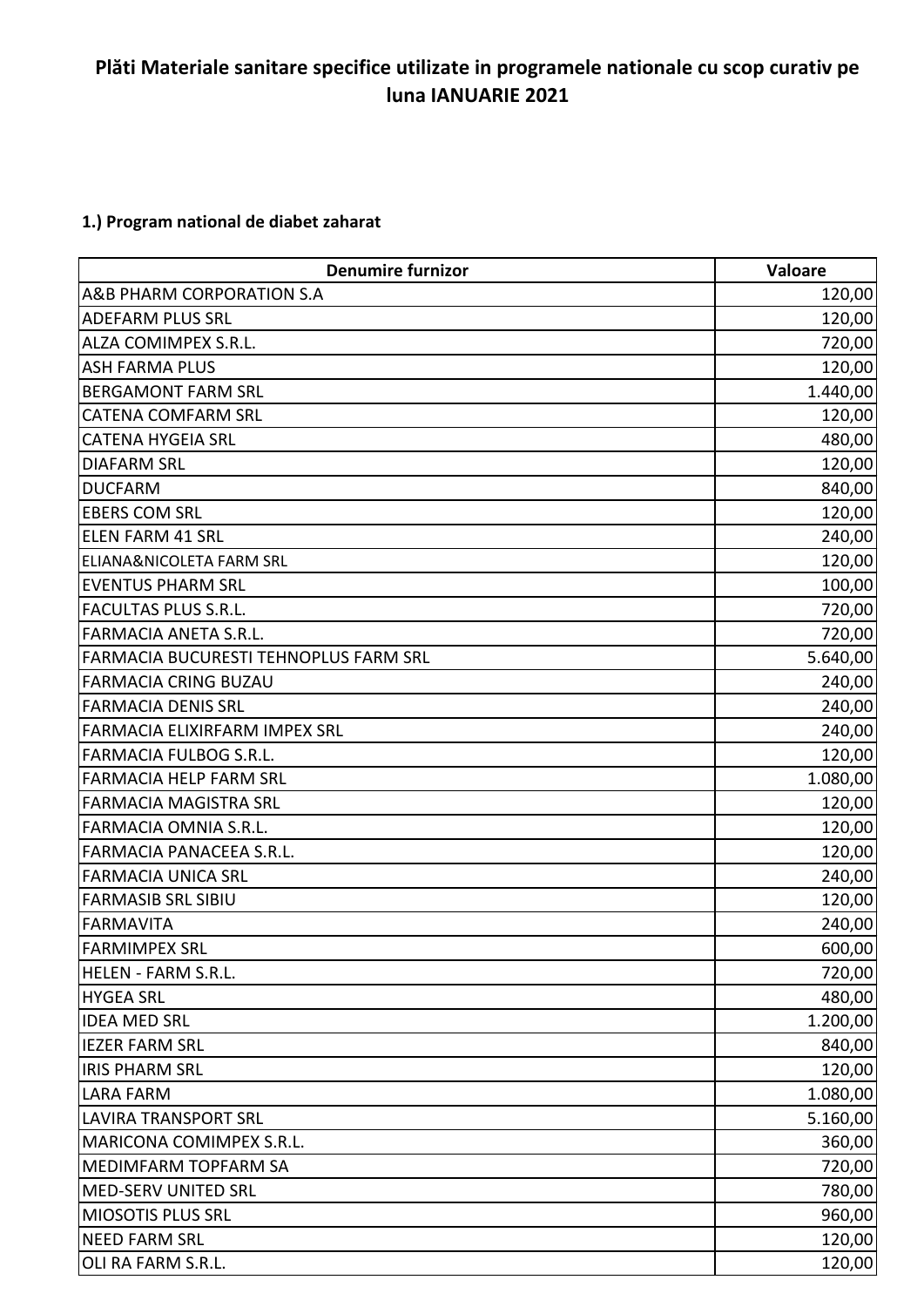# Plăti Materiale sanitare specifice utilizate in programele nationale cu scop curativ pe luna IANUARIE 2021

**1.) Program national de diabet zaharat**

| Denumire furnizor | Valoare |
|---|---:|
| A&B PHARM CORPORATION S.A | 120,00 |
| ADEFARM PLUS SRL | 120,00 |
| ALZA COMIMPEX S.R.L. | 720,00 |
| ASH FARMA PLUS | 120,00 |
| BERGAMONT FARM SRL | 1.440,00 |
| CATENA COMFARM SRL | 120,00 |
| CATENA HYGEIA SRL | 480,00 |
| DIAFARM SRL | 120,00 |
| DUCFARM | 840,00 |
| EBERS COM SRL | 120,00 |
| ELEN FARM 41 SRL | 240,00 |
| ELIANA&NICOLETA FARM SRL | 120,00 |
| EVENTUS PHARM SRL | 100,00 |
| FACULTAS PLUS S.R.L. | 720,00 |
| FARMACIA ANETA S.R.L. | 720,00 |
| FARMACIA BUCURESTI TEHNOPLUS FARM SRL | 5.640,00 |
| FARMACIA CRING BUZAU | 240,00 |
| FARMACIA DENIS SRL | 240,00 |
| FARMACIA ELIXIRFARM IMPEX SRL | 240,00 |
| FARMACIA FULBOG S.R.L. | 120,00 |
| FARMACIA HELP FARM SRL | 1.080,00 |
| FARMACIA MAGISTRA SRL | 120,00 |
| FARMACIA OMNIA S.R.L. | 120,00 |
| FARMACIA PANACEEA S.R.L. | 120,00 |
| FARMACIA UNICA SRL | 240,00 |
| FARMASIB SRL SIBIU | 120,00 |
| FARMAVITA | 240,00 |
| FARMIMPEX SRL | 600,00 |
| HELEN - FARM S.R.L. | 720,00 |
| HYGEA SRL | 480,00 |
| IDEA MED SRL | 1.200,00 |
| IEZER FARM SRL | 840,00 |
| IRIS PHARM SRL | 120,00 |
| LARA FARM | 1.080,00 |
| LAVIRA TRANSPORT SRL | 5.160,00 |
| MARICONA COMIMPEX S.R.L. | 360,00 |
| MEDIMFARM TOPFARM SA | 720,00 |
| MED-SERV UNITED SRL | 780,00 |
| MIOSOTIS PLUS SRL | 960,00 |
| NEED FARM SRL | 120,00 |
| OLI RA FARM S.R.L. | 120,00 |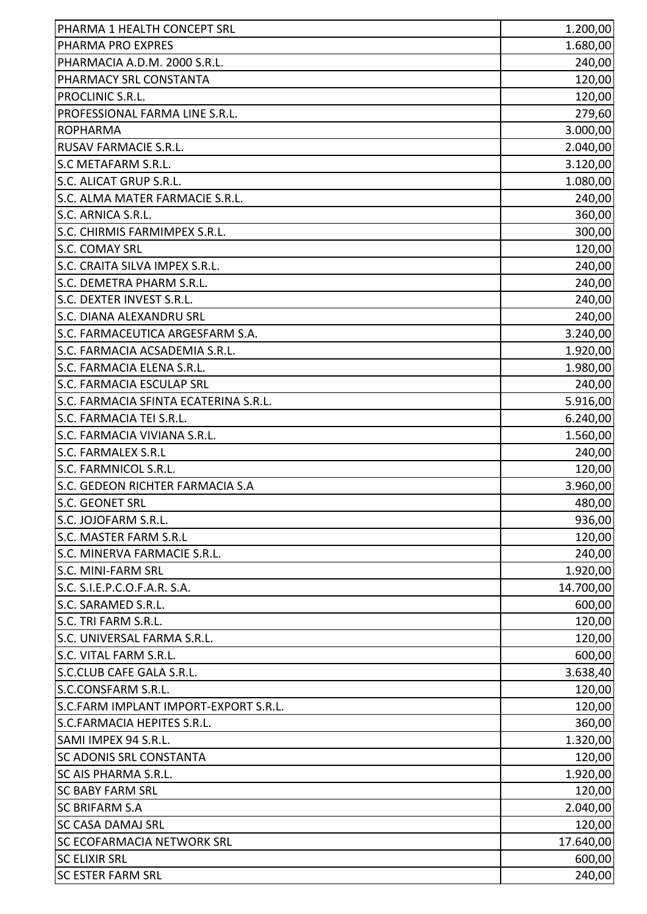| | |
|---|---|
| PHARMA 1 HEALTH CONCEPT SRL | 1.200,00 |
| PHARMA PRO EXPRES | 1.680,00 |
| PHARMACIA A.D.M. 2000 S.R.L. | 240,00 |
| PHARMACY SRL CONSTANTA | 120,00 |
| PROCLINIC S.R.L. | 120,00 |
| PROFESSIONAL FARMA LINE S.R.L. | 279,60 |
| ROPHARMA | 3.000,00 |
| RUSAV FARMACIE S.R.L. | 2.040,00 |
| S.C METAFARM S.R.L. | 3.120,00 |
| S.C. ALICAT GRUP S.R.L. | 1.080,00 |
| S.C. ALMA MATER FARMACIE S.R.L. | 240,00 |
| S.C. ARNICA S.R.L. | 360,00 |
| S.C. CHIRMIS FARMIMPEX S.R.L. | 300,00 |
| S.C. COMAY SRL | 120,00 |
| S.C. CRAITA SILVA IMPEX S.R.L. | 240,00 |
| S.C. DEMETRA PHARM S.R.L. | 240,00 |
| S.C. DEXTER INVEST S.R.L. | 240,00 |
| S.C. DIANA ALEXANDRU SRL | 240,00 |
| S.C. FARMACEUTICA ARGESFARM S.A. | 3.240,00 |
| S.C. FARMACIA ACSADEMIA S.R.L. | 1.920,00 |
| S.C. FARMACIA ELENA S.R.L. | 1.980,00 |
| S.C. FARMACIA ESCULAP SRL | 240,00 |
| S.C. FARMACIA SFINTA ECATERINA S.R.L. | 5.916,00 |
| S.C. FARMACIA TEI S.R.L. | 6.240,00 |
| S.C. FARMACIA VIVIANA S.R.L. | 1.560,00 |
| S.C. FARMALEX S.R.L | 240,00 |
| S.C. FARMNICOL S.R.L. | 120,00 |
| S.C. GEDEON RICHTER FARMACIA S.A | 3.960,00 |
| S.C. GEONET SRL | 480,00 |
| S.C. JOJOFARM S.R.L. | 936,00 |
| S.C. MASTER FARM S.R.L | 120,00 |
| S.C. MINERVA FARMACIE S.R.L. | 240,00 |
| S.C. MINI-FARM SRL | 1.920,00 |
| S.C. S.I.E.P.C.O.F.A.R. S.A. | 14.700,00 |
| S.C. SARAMED S.R.L. | 600,00 |
| S.C. TRI FARM S.R.L. | 120,00 |
| S.C. UNIVERSAL FARMA S.R.L. | 120,00 |
| S.C. VITAL FARM S.R.L. | 600,00 |
| S.C.CLUB CAFE GALA S.R.L. | 3.638,40 |
| S.C.CONSFARM S.R.L. | 120,00 |
| S.C.FARM IMPLANT IMPORT-EXPORT S.R.L. | 120,00 |
| S.C.FARMACIA HEPITES S.R.L. | 360,00 |
| SAMI IMPEX 94 S.R.L. | 1.320,00 |
| SC ADONIS SRL CONSTANTA | 120,00 |
| SC AIS PHARMA S.R.L. | 1.920,00 |
| SC BABY FARM SRL | 120,00 |
| SC BRIFARM S.A | 2.040,00 |
| SC CASA DAMAJ SRL | 120,00 |
| SC ECOFARMACIA NETWORK SRL | 17.640,00 |
| SC ELIXIR SRL | 600,00 |
| SC ESTER FARM SRL | 240,00 |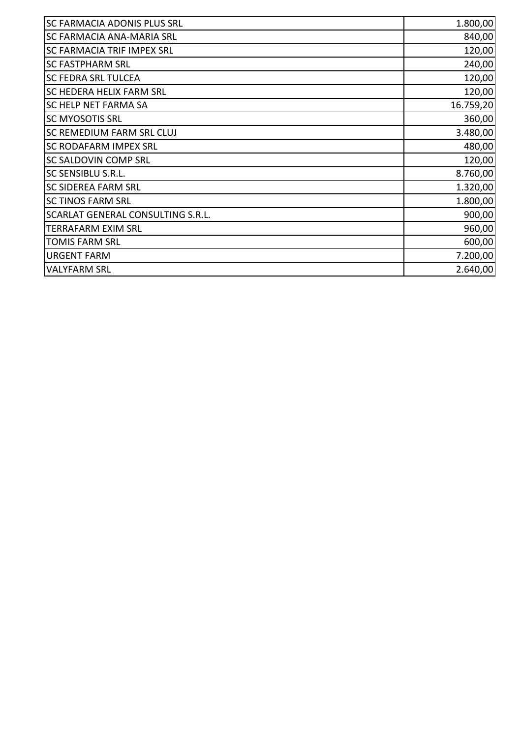| | |
|---|---|
| SC FARMACIA ADONIS PLUS SRL | 1.800,00 |
| SC FARMACIA ANA-MARIA SRL | 840,00 |
| SC FARMACIA TRIF IMPEX SRL | 120,00 |
| SC FASTPHARM SRL | 240,00 |
| SC FEDRA SRL TULCEA | 120,00 |
| SC HEDERA HELIX FARM SRL | 120,00 |
| SC HELP NET FARMA SA | 16.759,20 |
| SC MYOSOTIS SRL | 360,00 |
| SC REMEDIUM FARM SRL CLUJ | 3.480,00 |
| SC RODAFARM IMPEX SRL | 480,00 |
| SC SALDOVIN COMP SRL | 120,00 |
| SC SENSIBLU S.R.L. | 8.760,00 |
| SC SIDEREA FARM SRL | 1.320,00 |
| SC TINOS FARM SRL | 1.800,00 |
| SCARLAT GENERAL CONSULTING S.R.L. | 900,00 |
| TERRAFARM EXIM SRL | 960,00 |
| TOMIS FARM SRL | 600,00 |
| URGENT FARM | 7.200,00 |
| VALYFARM SRL | 2.640,00 |